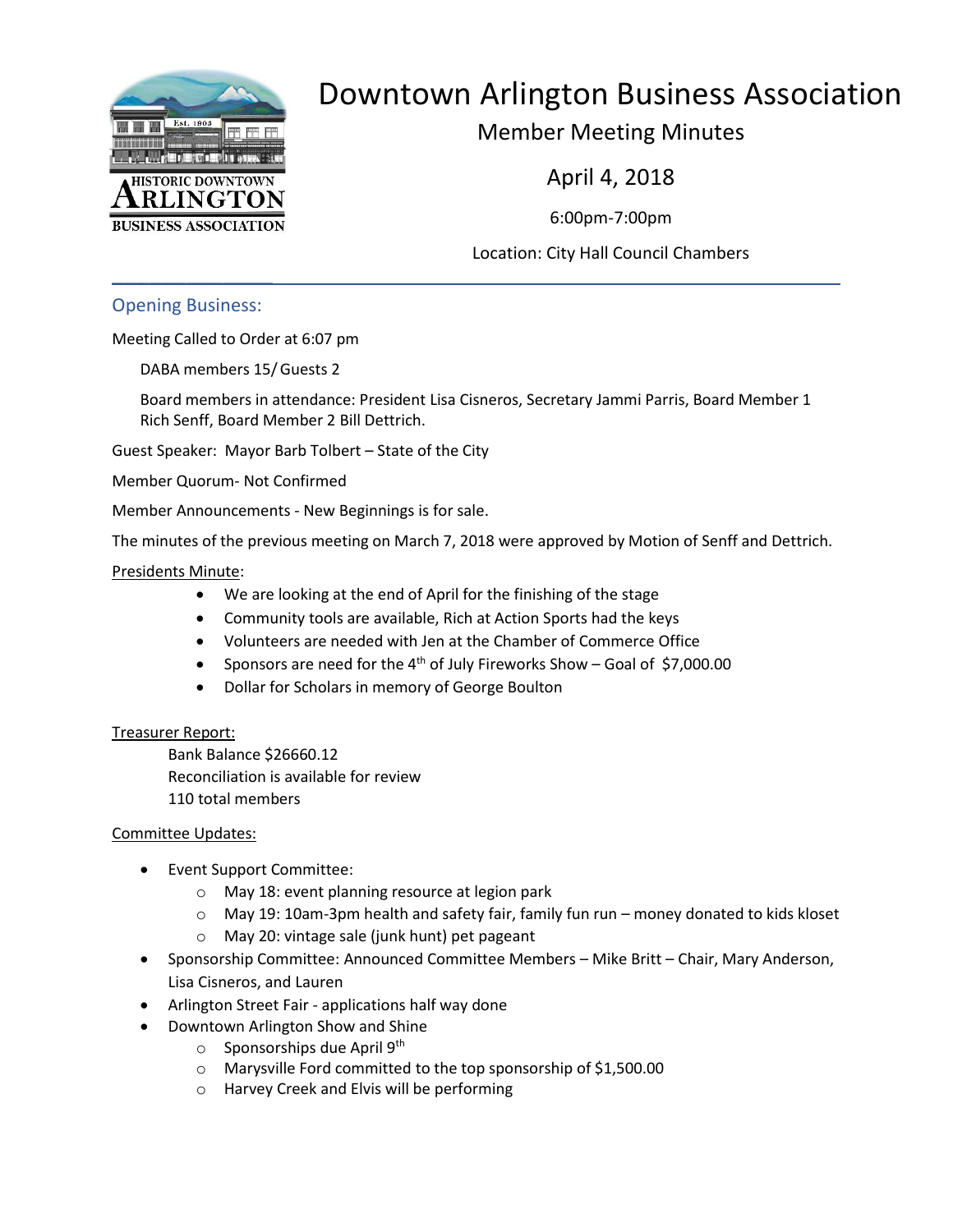# Downtown Arlington Business Association

## Member Meeting Minutes

April 4, 2018

6:00pm-7:00pm

Location: City Hall Council Chambers

---

## Opening Business:

Meeting Called to Order at 6:07 pm

DABA members 15/ Guests 2

Board members in attendance: President Lisa Cisneros, Secretary Jammi Parris, Board Member 1 Rich Senff, Board Member 2 Bill Dettrich.

Guest Speaker: Mayor Barb Tolbert – State of the City

Member Quorum- Not Confirmed

Member Announcements - New Beginnings is for sale.

The minutes of the previous meeting on March 7, 2018 were approved by Motion of Senff and Dettrich.

Presidents Minute:

- We are looking at the end of April for the finishing of the stage
- Community tools are available, Rich at Action Sports had the keys
- Volunteers are needed with Jen at the Chamber of Commerce Office
- Sponsors are need for the 4th of July Fireworks Show – Goal of $7,000.00
- Dollar for Scholars in memory of George Boulton

Treasurer Report:

Bank Balance $26660.12
Reconciliation is available for review
110 total members

Committee Updates:

- Event Support Committee:
  - May 18: event planning resource at legion park
  - May 19: 10am-3pm health and safety fair, family fun run – money donated to kids kloset
  - May 20: vintage sale (junk hunt) pet pageant
- Sponsorship Committee: Announced Committee Members – Mike Britt – Chair, Mary Anderson, Lisa Cisneros, and Lauren
- Arlington Street Fair - applications half way done
- Downtown Arlington Show and Shine
  - Sponsorships due April 9th
  - Marysville Ford committed to the top sponsorship of $1,500.00
  - Harvey Creek and Elvis will be performing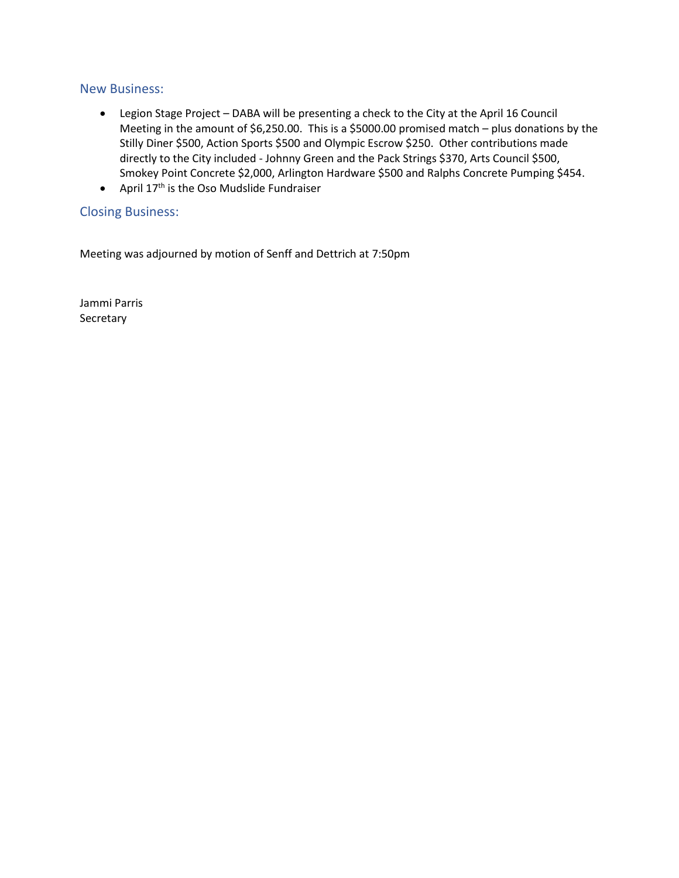## New Business:

- Legion Stage Project – DABA will be presenting a check to the City at the April 16 Council Meeting in the amount of $6,250.00. This is a $5000.00 promised match – plus donations by the Stilly Diner $500, Action Sports $500 and Olympic Escrow $250. Other contributions made directly to the City included - Johnny Green and the Pack Strings $370, Arts Council $500, Smokey Point Concrete $2,000, Arlington Hardware $500 and Ralphs Concrete Pumping $454.
- April 17th is the Oso Mudslide Fundraiser

## Closing Business:

Meeting was adjourned by motion of Senff and Dettrich at 7:50pm

Jammi Parris
Secretary